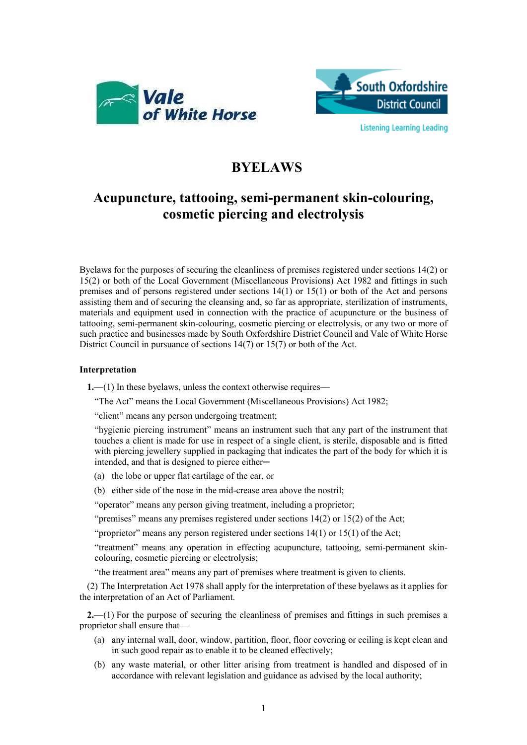Vale of White Horse

South Oxfordshire District Council

Listening Learning Leading

# BYELAWS

## Acupuncture, tattooing, semi-permanent skin-colouring, cosmetic piercing and electrolysis

Byelaws for the purposes of securing the cleanliness of premises registered under sections 14(2) or 15(2) or both of the Local Government (Miscellaneous Provisions) Act 1982 and fittings in such premises and of persons registered under sections 14(1) or 15(1) or both of the Act and persons assisting them and of securing the cleansing and, so far as appropriate, sterilization of instruments, materials and equipment used in connection with the practice of acupuncture or the business of tattooing, semi-permanent skin-colouring, cosmetic piercing or electrolysis, or any two or more of such practice and businesses made by South Oxfordshire District Council and Vale of White Horse District Council in pursuance of sections 14(7) or 15(7) or both of the Act.

### Interpretation

**1.**—(1) In these byelaws, unless the context otherwise requires—

"The Act" means the Local Government (Miscellaneous Provisions) Act 1982;

"client" means any person undergoing treatment;

"hygienic piercing instrument" means an instrument such that any part of the instrument that touches a client is made for use in respect of a single client, is sterile, disposable and is fitted with piercing jewellery supplied in packaging that indicates the part of the body for which it is intended, and that is designed to pierce either—

(a) the lobe or upper flat cartilage of the ear, or

(b) either side of the nose in the mid-crease area above the nostril;

"operator" means any person giving treatment, including a proprietor;

"premises" means any premises registered under sections 14(2) or 15(2) of the Act;

"proprietor" means any person registered under sections 14(1) or 15(1) of the Act;

"treatment" means any operation in effecting acupuncture, tattooing, semi-permanent skin-colouring, cosmetic piercing or electrolysis;

"the treatment area" means any part of premises where treatment is given to clients.

(2) The Interpretation Act 1978 shall apply for the interpretation of these byelaws as it applies for the interpretation of an Act of Parliament.

**2.**—(1) For the purpose of securing the cleanliness of premises and fittings in such premises a proprietor shall ensure that—

(a) any internal wall, door, window, partition, floor, floor covering or ceiling is kept clean and in such good repair as to enable it to be cleaned effectively;

(b) any waste material, or other litter arising from treatment is handled and disposed of in accordance with relevant legislation and guidance as advised by the local authority;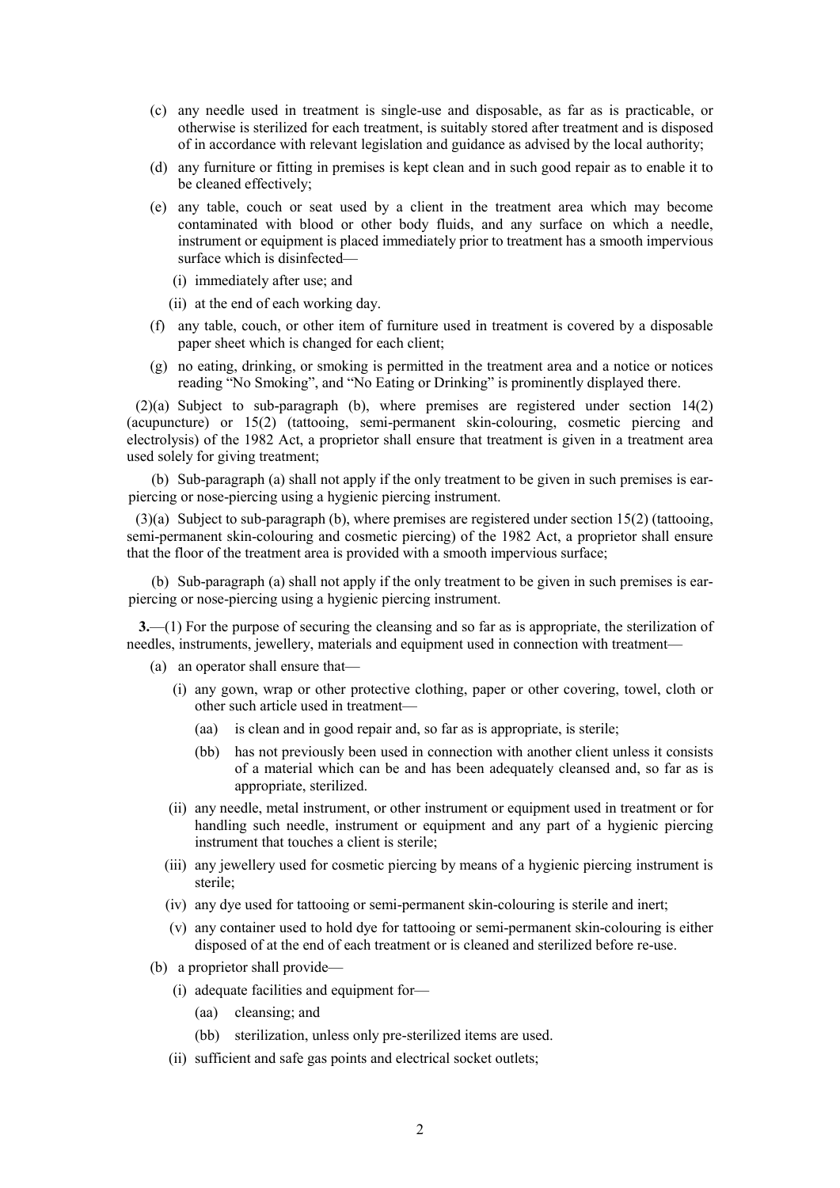(c) any needle used in treatment is single-use and disposable, as far as is practicable, or otherwise is sterilized for each treatment, is suitably stored after treatment and is disposed of in accordance with relevant legislation and guidance as advised by the local authority;

(d) any furniture or fitting in premises is kept clean and in such good repair as to enable it to be cleaned effectively;

(e) any table, couch or seat used by a client in the treatment area which may become contaminated with blood or other body fluids, and any surface on which a needle, instrument or equipment is placed immediately prior to treatment has a smooth impervious surface which is disinfected—

(i) immediately after use; and

(ii) at the end of each working day.

(f) any table, couch, or other item of furniture used in treatment is covered by a disposable paper sheet which is changed for each client;

(g) no eating, drinking, or smoking is permitted in the treatment area and a notice or notices reading "No Smoking", and "No Eating or Drinking" is prominently displayed there.

(2)(a) Subject to sub-paragraph (b), where premises are registered under section 14(2) (acupuncture) or 15(2) (tattooing, semi-permanent skin-colouring, cosmetic piercing and electrolysis) of the 1982 Act, a proprietor shall ensure that treatment is given in a treatment area used solely for giving treatment;

(b) Sub-paragraph (a) shall not apply if the only treatment to be given in such premises is ear-piercing or nose-piercing using a hygienic piercing instrument.

(3)(a) Subject to sub-paragraph (b), where premises are registered under section 15(2) (tattooing, semi-permanent skin-colouring and cosmetic piercing) of the 1982 Act, a proprietor shall ensure that the floor of the treatment area is provided with a smooth impervious surface;

(b) Sub-paragraph (a) shall not apply if the only treatment to be given in such premises is ear-piercing or nose-piercing using a hygienic piercing instrument.

**3.**—(1) For the purpose of securing the cleansing and so far as is appropriate, the sterilization of needles, instruments, jewellery, materials and equipment used in connection with treatment—

(a) an operator shall ensure that—

(i) any gown, wrap or other protective clothing, paper or other covering, towel, cloth or other such article used in treatment—

(aa) is clean and in good repair and, so far as is appropriate, is sterile;

(bb) has not previously been used in connection with another client unless it consists of a material which can be and has been adequately cleansed and, so far as is appropriate, sterilized.

(ii) any needle, metal instrument, or other instrument or equipment used in treatment or for handling such needle, instrument or equipment and any part of a hygienic piercing instrument that touches a client is sterile;

(iii) any jewellery used for cosmetic piercing by means of a hygienic piercing instrument is sterile;

(iv) any dye used for tattooing or semi-permanent skin-colouring is sterile and inert;

(v) any container used to hold dye for tattooing or semi-permanent skin-colouring is either disposed of at the end of each treatment or is cleaned and sterilized before re-use.

(b) a proprietor shall provide—

(i) adequate facilities and equipment for—

(aa) cleansing; and

(bb) sterilization, unless only pre-sterilized items are used.

(ii) sufficient and safe gas points and electrical socket outlets;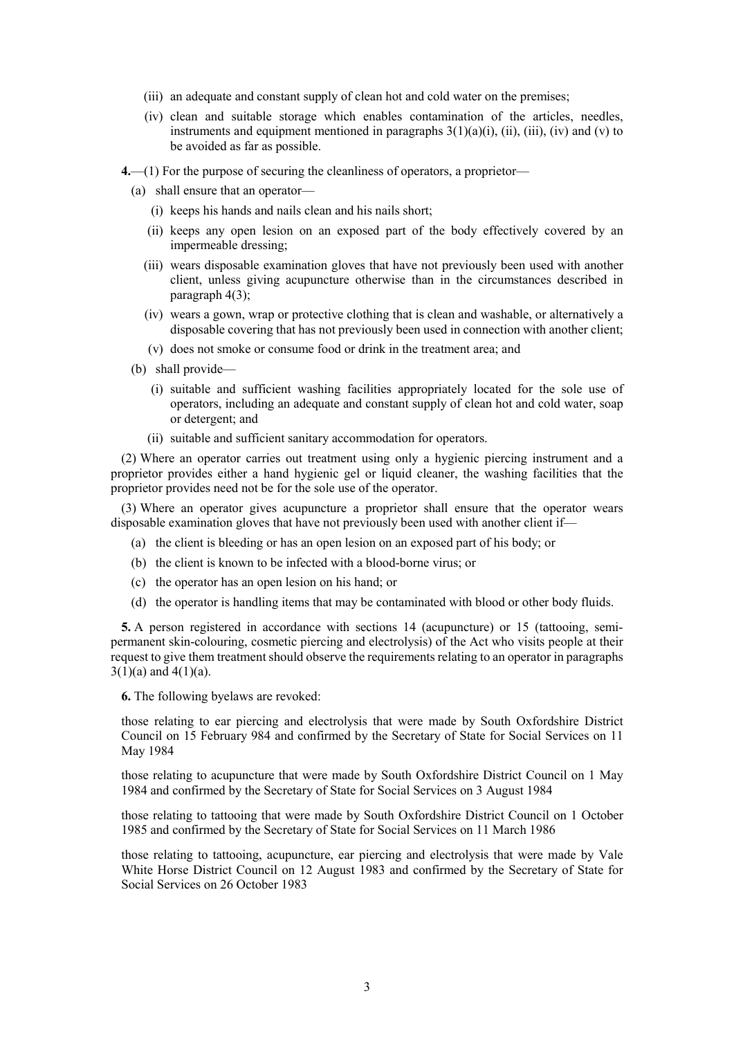(iii) an adequate and constant supply of clean hot and cold water on the premises;

(iv) clean and suitable storage which enables contamination of the articles, needles, instruments and equipment mentioned in paragraphs 3(1)(a)(i), (ii), (iii), (iv) and (v) to be avoided as far as possible.

**4.**—(1) For the purpose of securing the cleanliness of operators, a proprietor—

(a) shall ensure that an operator—

(i) keeps his hands and nails clean and his nails short;

(ii) keeps any open lesion on an exposed part of the body effectively covered by an impermeable dressing;

(iii) wears disposable examination gloves that have not previously been used with another client, unless giving acupuncture otherwise than in the circumstances described in paragraph 4(3);

(iv) wears a gown, wrap or protective clothing that is clean and washable, or alternatively a disposable covering that has not previously been used in connection with another client;

(v) does not smoke or consume food or drink in the treatment area; and

(b) shall provide—

(i) suitable and sufficient washing facilities appropriately located for the sole use of operators, including an adequate and constant supply of clean hot and cold water, soap or detergent; and

(ii) suitable and sufficient sanitary accommodation for operators.

(2) Where an operator carries out treatment using only a hygienic piercing instrument and a proprietor provides either a hand hygienic gel or liquid cleaner, the washing facilities that the proprietor provides need not be for the sole use of the operator.

(3) Where an operator gives acupuncture a proprietor shall ensure that the operator wears disposable examination gloves that have not previously been used with another client if—

(a) the client is bleeding or has an open lesion on an exposed part of his body; or

(b) the client is known to be infected with a blood-borne virus; or

(c) the operator has an open lesion on his hand; or

(d) the operator is handling items that may be contaminated with blood or other body fluids.

**5.** A person registered in accordance with sections 14 (acupuncture) or 15 (tattooing, semi-permanent skin-colouring, cosmetic piercing and electrolysis) of the Act who visits people at their request to give them treatment should observe the requirements relating to an operator in paragraphs 3(1)(a) and 4(1)(a).

**6.** The following byelaws are revoked:

those relating to ear piercing and electrolysis that were made by South Oxfordshire District Council on 15 February 984 and confirmed by the Secretary of State for Social Services on 11 May 1984

those relating to acupuncture that were made by South Oxfordshire District Council on 1 May 1984 and confirmed by the Secretary of State for Social Services on 3 August 1984

those relating to tattooing that were made by South Oxfordshire District Council on 1 October 1985 and confirmed by the Secretary of State for Social Services on 11 March 1986

those relating to tattooing, acupuncture, ear piercing and electrolysis that were made by Vale White Horse District Council on 12 August 1983 and confirmed by the Secretary of State for Social Services on 26 October 1983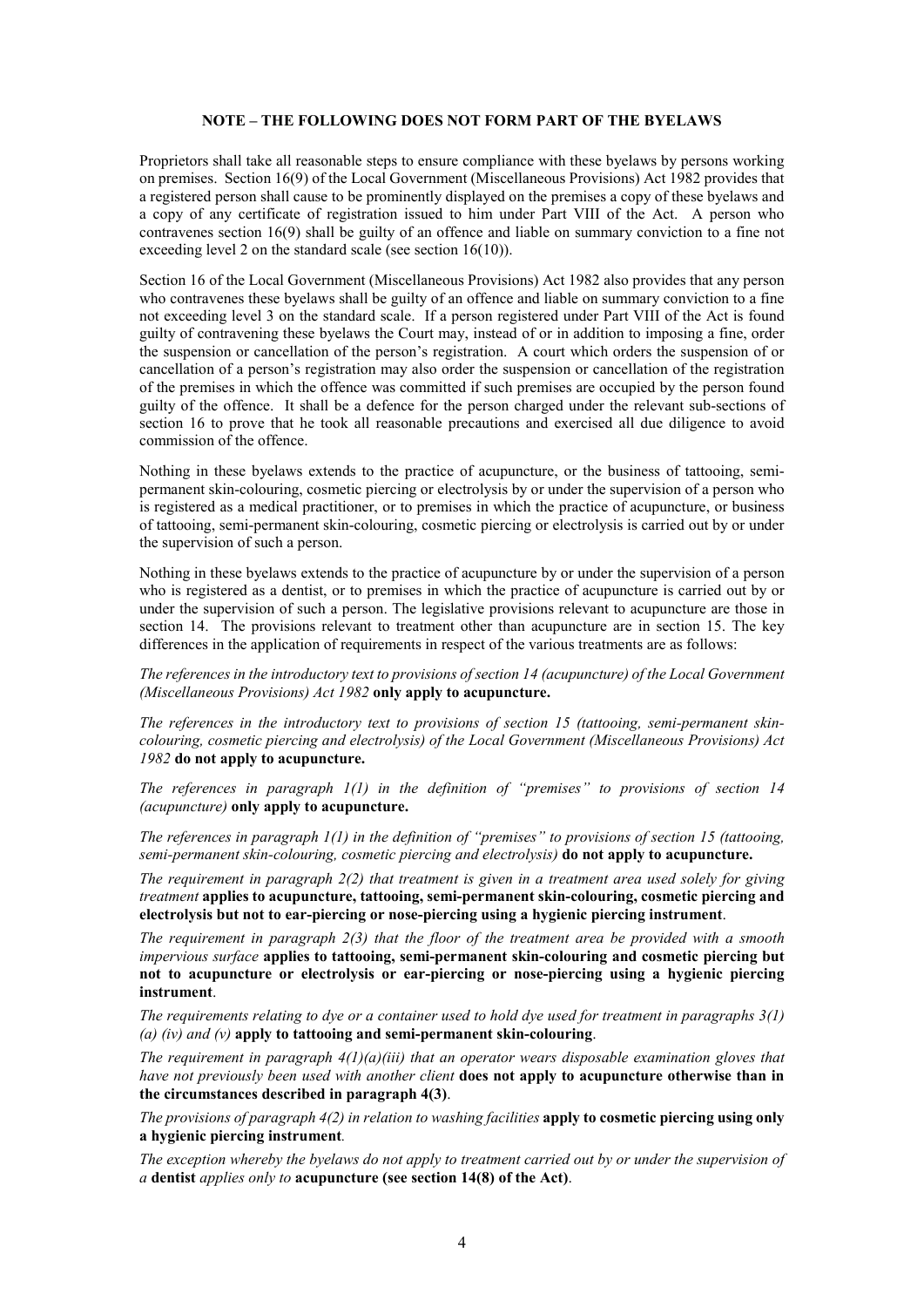**NOTE – THE FOLLOWING DOES NOT FORM PART OF THE BYELAWS**

Proprietors shall take all reasonable steps to ensure compliance with these byelaws by persons working on premises. Section 16(9) of the Local Government (Miscellaneous Provisions) Act 1982 provides that a registered person shall cause to be prominently displayed on the premises a copy of these byelaws and a copy of any certificate of registration issued to him under Part VIII of the Act. A person who contravenes section 16(9) shall be guilty of an offence and liable on summary conviction to a fine not exceeding level 2 on the standard scale (see section 16(10)).

Section 16 of the Local Government (Miscellaneous Provisions) Act 1982 also provides that any person who contravenes these byelaws shall be guilty of an offence and liable on summary conviction to a fine not exceeding level 3 on the standard scale. If a person registered under Part VIII of the Act is found guilty of contravening these byelaws the Court may, instead of or in addition to imposing a fine, order the suspension or cancellation of the person's registration. A court which orders the suspension of or cancellation of a person's registration may also order the suspension or cancellation of the registration of the premises in which the offence was committed if such premises are occupied by the person found guilty of the offence. It shall be a defence for the person charged under the relevant sub-sections of section 16 to prove that he took all reasonable precautions and exercised all due diligence to avoid commission of the offence.

Nothing in these byelaws extends to the practice of acupuncture, or the business of tattooing, semi-permanent skin-colouring, cosmetic piercing or electrolysis by or under the supervision of a person who is registered as a medical practitioner, or to premises in which the practice of acupuncture, or business of tattooing, semi-permanent skin-colouring, cosmetic piercing or electrolysis is carried out by or under the supervision of such a person.

Nothing in these byelaws extends to the practice of acupuncture by or under the supervision of a person who is registered as a dentist, or to premises in which the practice of acupuncture is carried out by or under the supervision of such a person. The legislative provisions relevant to acupuncture are those in section 14. The provisions relevant to treatment other than acupuncture are in section 15. The key differences in the application of requirements in respect of the various treatments are as follows:

*The references in the introductory text to provisions of section 14 (acupuncture) of the Local Government (Miscellaneous Provisions) Act 1982* **only apply to acupuncture.**

*The references in the introductory text to provisions of section 15 (tattooing, semi-permanent skin-colouring, cosmetic piercing and electrolysis) of the Local Government (Miscellaneous Provisions) Act 1982* **do not apply to acupuncture.**

*The references in paragraph 1(1) in the definition of "premises" to provisions of section 14 (acupuncture)* **only apply to acupuncture.**

*The references in paragraph 1(1) in the definition of "premises" to provisions of section 15 (tattooing, semi-permanent skin-colouring, cosmetic piercing and electrolysis)* **do not apply to acupuncture.**

*The requirement in paragraph 2(2) that treatment is given in a treatment area used solely for giving treatment* **applies to acupuncture, tattooing, semi-permanent skin-colouring, cosmetic piercing and electrolysis but not to ear-piercing or nose-piercing using a hygienic piercing instrument**.

*The requirement in paragraph 2(3) that the floor of the treatment area be provided with a smooth impervious surface* **applies to tattooing, semi-permanent skin-colouring and cosmetic piercing but not to acupuncture or electrolysis or ear-piercing or nose-piercing using a hygienic piercing instrument**.

*The requirements relating to dye or a container used to hold dye used for treatment in paragraphs 3(1) (a) (iv) and (v)* **apply to tattooing and semi-permanent skin-colouring**.

*The requirement in paragraph 4(1)(a)(iii) that an operator wears disposable examination gloves that have not previously been used with another client* **does not apply to acupuncture otherwise than in the circumstances described in paragraph 4(3)**.

*The provisions of paragraph 4(2) in relation to washing facilities* **apply to cosmetic piercing using only a hygienic piercing instrument**.

*The exception whereby the byelaws do not apply to treatment carried out by or under the supervision of a* **dentist** *applies only to* **acupuncture (see section 14(8) of the Act)**.